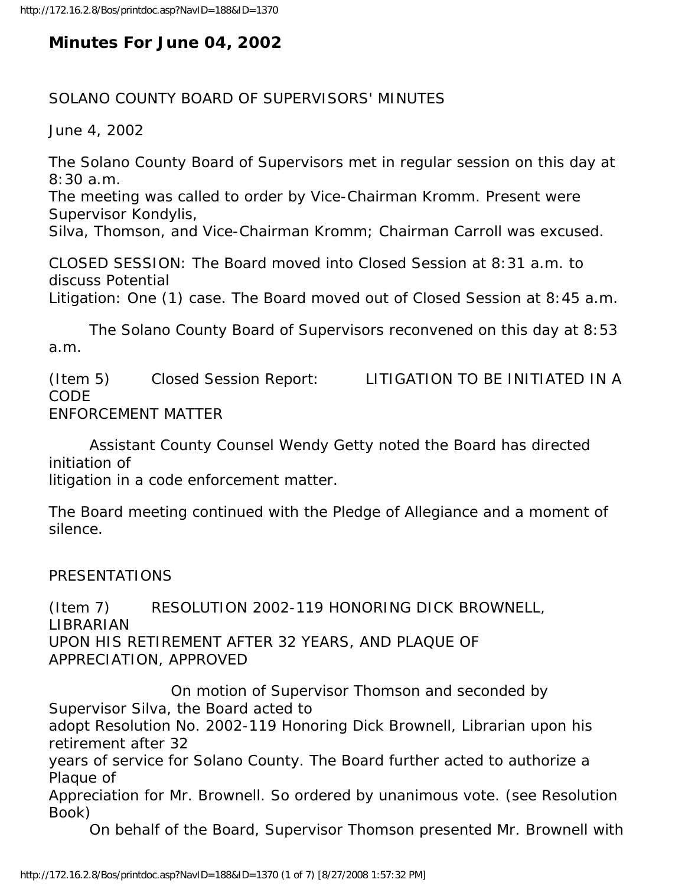# Minutes For June 04, 2002

SOLANO COUNTY BOARD OF SUPERVISORS' MINUTES

June 4, 2002

The Solano County Board of Supervisors met in regular session on this day at 8:30 a.m.
The meeting was called to order by Vice-Chairman Kromm. Present were Supervisor Kondylis, Silva, Thomson, and Vice-Chairman Kromm; Chairman Carroll was excused.

CLOSED SESSION: The Board moved into Closed Session at 8:31 a.m. to discuss Potential Litigation: One (1) case. The Board moved out of Closed Session at 8:45 a.m.

The Solano County Board of Supervisors reconvened on this day at 8:53 a.m.

(Item 5) Closed Session Report: LITIGATION TO BE INITIATED IN A CODE ENFORCEMENT MATTER

Assistant County Counsel Wendy Getty noted the Board has directed initiation of litigation in a code enforcement matter.

The Board meeting continued with the Pledge of Allegiance and a moment of silence.

PRESENTATIONS

(Item 7) RESOLUTION 2002-119 HONORING DICK BROWNELL, LIBRARIAN UPON HIS RETIREMENT AFTER 32 YEARS, AND PLAQUE OF APPRECIATION, APPROVED

On motion of Supervisor Thomson and seconded by Supervisor Silva, the Board acted to adopt Resolution No. 2002-119 Honoring Dick Brownell, Librarian upon his retirement after 32 years of service for Solano County. The Board further acted to authorize a Plaque of Appreciation for Mr. Brownell. So ordered by unanimous vote. (see Resolution Book)

On behalf of the Board, Supervisor Thomson presented Mr. Brownell with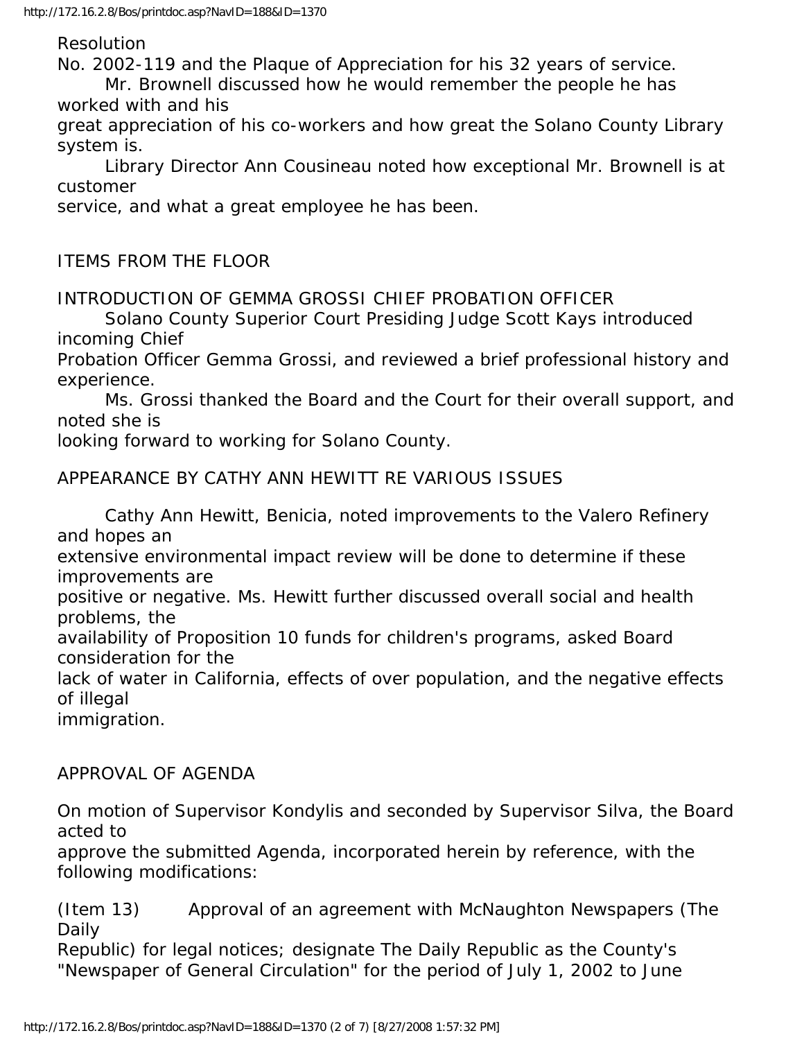Resolution No. 2002-119 and the Plaque of Appreciation for his 32 years of service.

Mr. Brownell discussed how he would remember the people he has worked with and his great appreciation of his co-workers and how great the Solano County Library system is.

Library Director Ann Cousineau noted how exceptional Mr. Brownell is at customer service, and what a great employee he has been.

ITEMS FROM THE FLOOR

INTRODUCTION OF GEMMA GROSSI CHIEF PROBATION OFFICER

Solano County Superior Court Presiding Judge Scott Kays introduced incoming Chief Probation Officer Gemma Grossi, and reviewed a brief professional history and experience.

Ms. Grossi thanked the Board and the Court for their overall support, and noted she is looking forward to working for Solano County.

APPEARANCE BY CATHY ANN HEWITT RE VARIOUS ISSUES

Cathy Ann Hewitt, Benicia, noted improvements to the Valero Refinery and hopes an extensive environmental impact review will be done to determine if these improvements are positive or negative. Ms. Hewitt further discussed overall social and health problems, the availability of Proposition 10 funds for children's programs, asked Board consideration for the lack of water in California, effects of over population, and the negative effects of illegal immigration.

APPROVAL OF AGENDA

On motion of Supervisor Kondylis and seconded by Supervisor Silva, the Board acted to approve the submitted Agenda, incorporated herein by reference, with the following modifications:

(Item 13) Approval of an agreement with McNaughton Newspapers (The Daily Republic) for legal notices; designate The Daily Republic as the County's "Newspaper of General Circulation" for the period of July 1, 2002 to June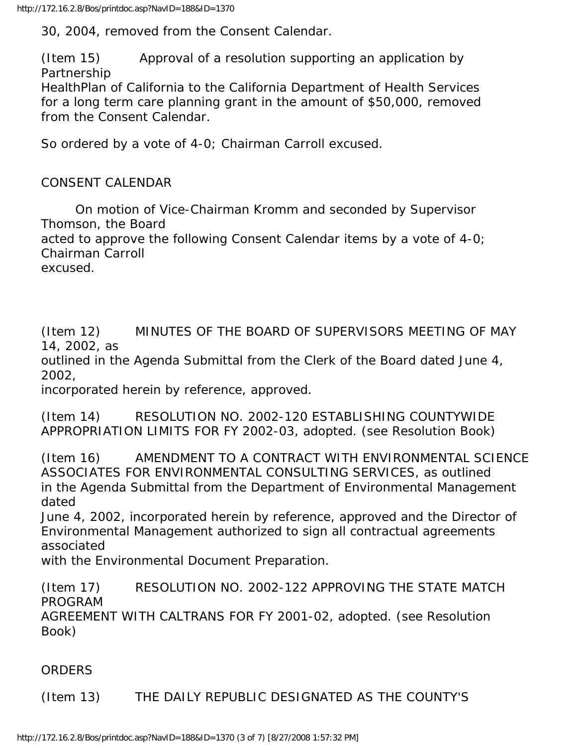30, 2004, removed from the Consent Calendar.

(Item 15) Approval of a resolution supporting an application by Partnership HealthPlan of California to the California Department of Health Services for a long term care planning grant in the amount of $50,000, removed from the Consent Calendar.

So ordered by a vote of 4-0; Chairman Carroll excused.

CONSENT CALENDAR

On motion of Vice-Chairman Kromm and seconded by Supervisor Thomson, the Board acted to approve the following Consent Calendar items by a vote of 4-0; Chairman Carroll excused.

(Item 12) MINUTES OF THE BOARD OF SUPERVISORS MEETING OF MAY 14, 2002, as outlined in the Agenda Submittal from the Clerk of the Board dated June 4, 2002, incorporated herein by reference, approved.

(Item 14) RESOLUTION NO. 2002-120 ESTABLISHING COUNTYWIDE APPROPRIATION LIMITS FOR FY 2002-03, adopted. (see Resolution Book)

(Item 16) AMENDMENT TO A CONTRACT WITH ENVIRONMENTAL SCIENCE ASSOCIATES FOR ENVIRONMENTAL CONSULTING SERVICES, as outlined in the Agenda Submittal from the Department of Environmental Management dated June 4, 2002, incorporated herein by reference, approved and the Director of Environmental Management authorized to sign all contractual agreements associated with the Environmental Document Preparation.

(Item 17) RESOLUTION NO. 2002-122 APPROVING THE STATE MATCH PROGRAM AGREEMENT WITH CALTRANS FOR FY 2001-02, adopted. (see Resolution Book)

ORDERS

(Item 13) THE DAILY REPUBLIC DESIGNATED AS THE COUNTY'S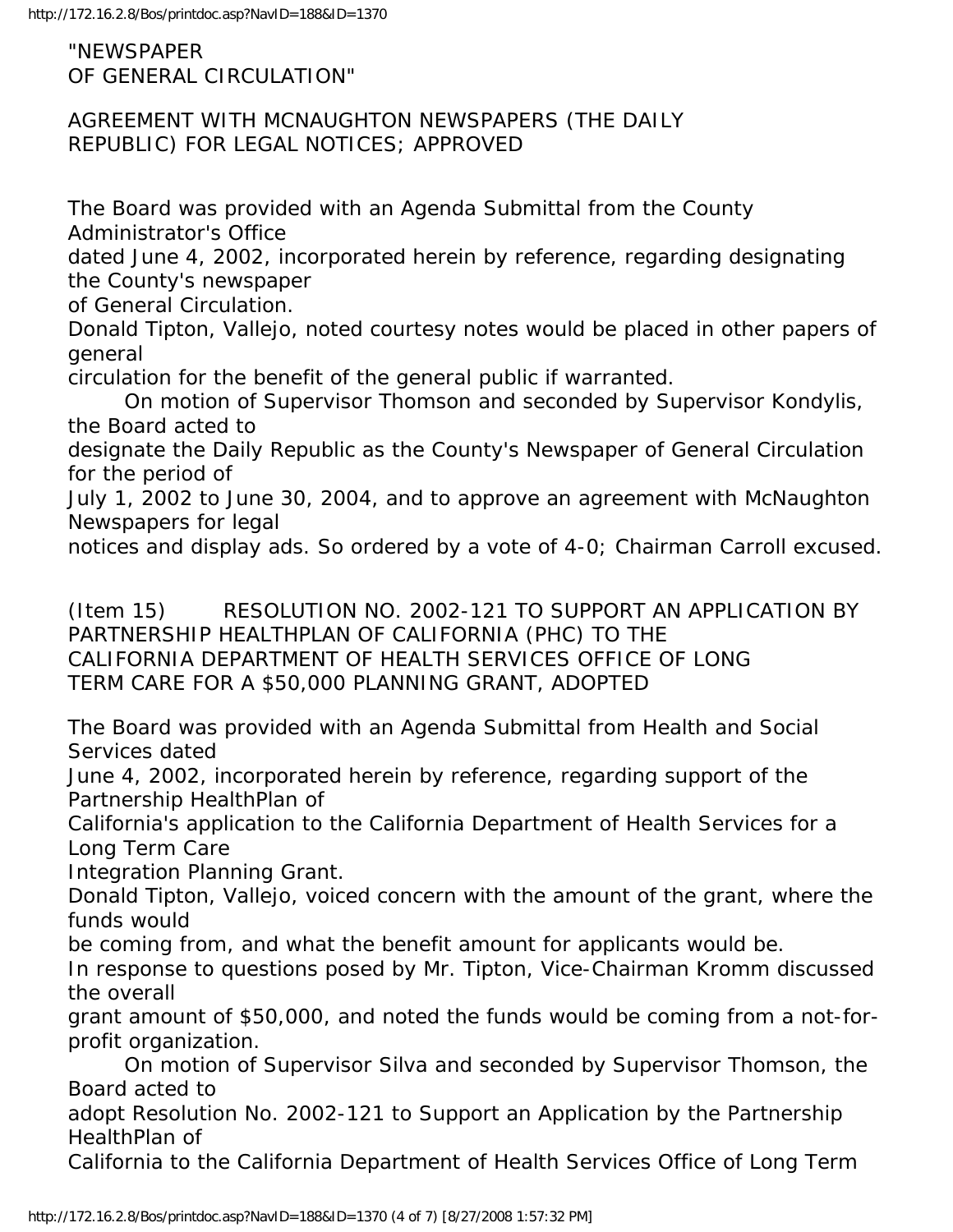"NEWSPAPER OF GENERAL CIRCULATION"

AGREEMENT WITH MCNAUGHTON NEWSPAPERS (THE DAILY REPUBLIC) FOR LEGAL NOTICES; APPROVED

The Board was provided with an Agenda Submittal from the County Administrator's Office dated June 4, 2002, incorporated herein by reference, regarding designating the County's newspaper of General Circulation.

Donald Tipton, Vallejo, noted courtesy notes would be placed in other papers of general circulation for the benefit of the general public if warranted.

On motion of Supervisor Thomson and seconded by Supervisor Kondylis, the Board acted to designate the Daily Republic as the County's Newspaper of General Circulation for the period of July 1, 2002 to June 30, 2004, and to approve an agreement with McNaughton Newspapers for legal notices and display ads. So ordered by a vote of 4-0; Chairman Carroll excused.

(Item 15) RESOLUTION NO. 2002-121 TO SUPPORT AN APPLICATION BY PARTNERSHIP HEALTHPLAN OF CALIFORNIA (PHC) TO THE CALIFORNIA DEPARTMENT OF HEALTH SERVICES OFFICE OF LONG TERM CARE FOR A $50,000 PLANNING GRANT, ADOPTED

The Board was provided with an Agenda Submittal from Health and Social Services dated June 4, 2002, incorporated herein by reference, regarding support of the Partnership HealthPlan of California's application to the California Department of Health Services for a Long Term Care Integration Planning Grant.

Donald Tipton, Vallejo, voiced concern with the amount of the grant, where the funds would be coming from, and what the benefit amount for applicants would be.

In response to questions posed by Mr. Tipton, Vice-Chairman Kromm discussed the overall grant amount of $50,000, and noted the funds would be coming from a not-for-profit organization.

On motion of Supervisor Silva and seconded by Supervisor Thomson, the Board acted to adopt Resolution No. 2002-121 to Support an Application by the Partnership HealthPlan of California to the California Department of Health Services Office of Long Term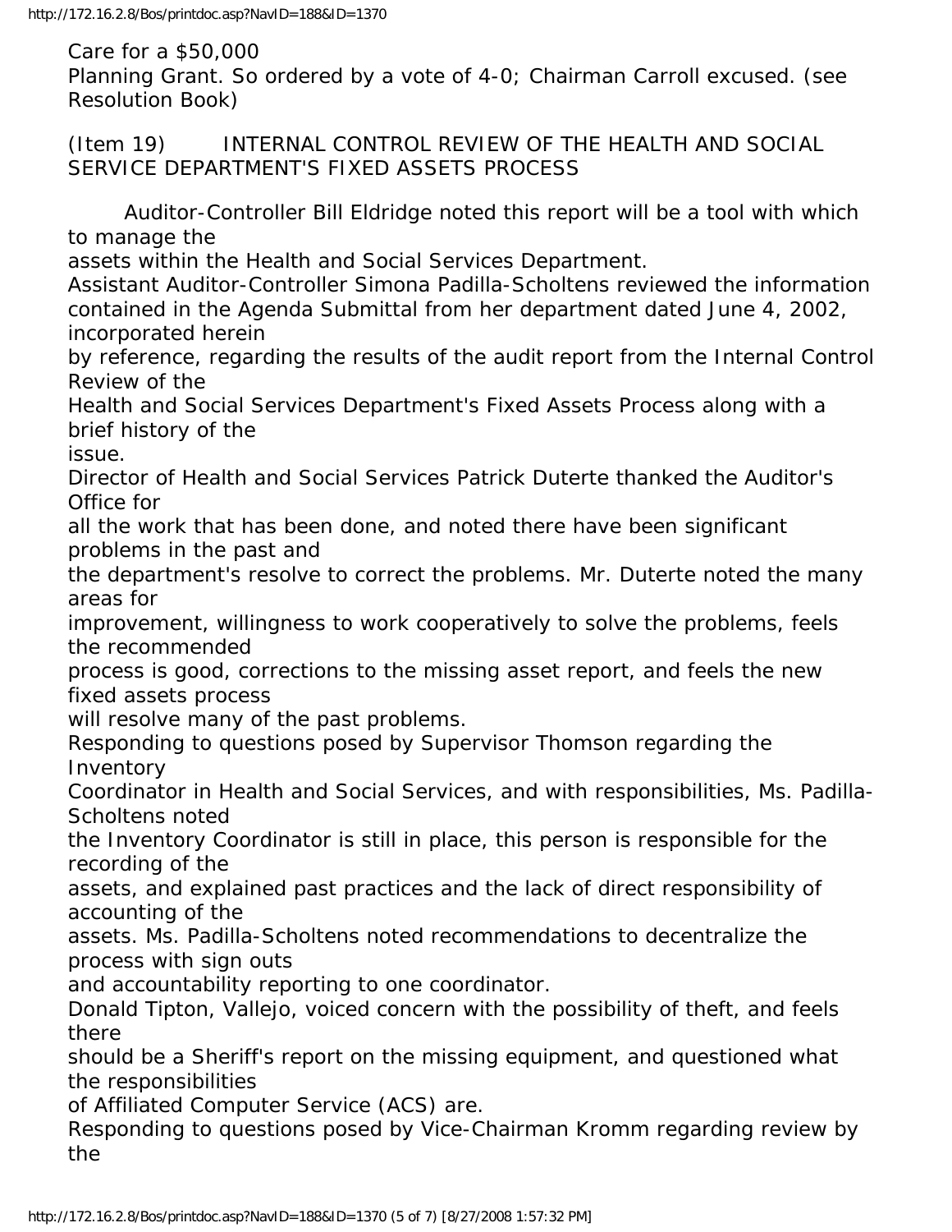Care for a $50,000 Planning Grant. So ordered by a vote of 4-0; Chairman Carroll excused. (see Resolution Book)

(Item 19) INTERNAL CONTROL REVIEW OF THE HEALTH AND SOCIAL SERVICE DEPARTMENT'S FIXED ASSETS PROCESS

Auditor-Controller Bill Eldridge noted this report will be a tool with which to manage the assets within the Health and Social Services Department.

Assistant Auditor-Controller Simona Padilla-Scholtens reviewed the information contained in the Agenda Submittal from her department dated June 4, 2002, incorporated herein by reference, regarding the results of the audit report from the Internal Control Review of the Health and Social Services Department's Fixed Assets Process along with a brief history of the issue.

Director of Health and Social Services Patrick Duterte thanked the Auditor's Office for all the work that has been done, and noted there have been significant problems in the past and the department's resolve to correct the problems. Mr. Duterte noted the many areas for improvement, willingness to work cooperatively to solve the problems, feels the recommended process is good, corrections to the missing asset report, and feels the new fixed assets process will resolve many of the past problems.

Responding to questions posed by Supervisor Thomson regarding the Inventory Coordinator in Health and Social Services, and with responsibilities, Ms. Padilla-Scholtens noted the Inventory Coordinator is still in place, this person is responsible for the recording of the assets, and explained past practices and the lack of direct responsibility of accounting of the assets. Ms. Padilla-Scholtens noted recommendations to decentralize the process with sign outs and accountability reporting to one coordinator.

Donald Tipton, Vallejo, voiced concern with the possibility of theft, and feels there should be a Sheriff's report on the missing equipment, and questioned what the responsibilities of Affiliated Computer Service (ACS) are.

Responding to questions posed by Vice-Chairman Kromm regarding review by the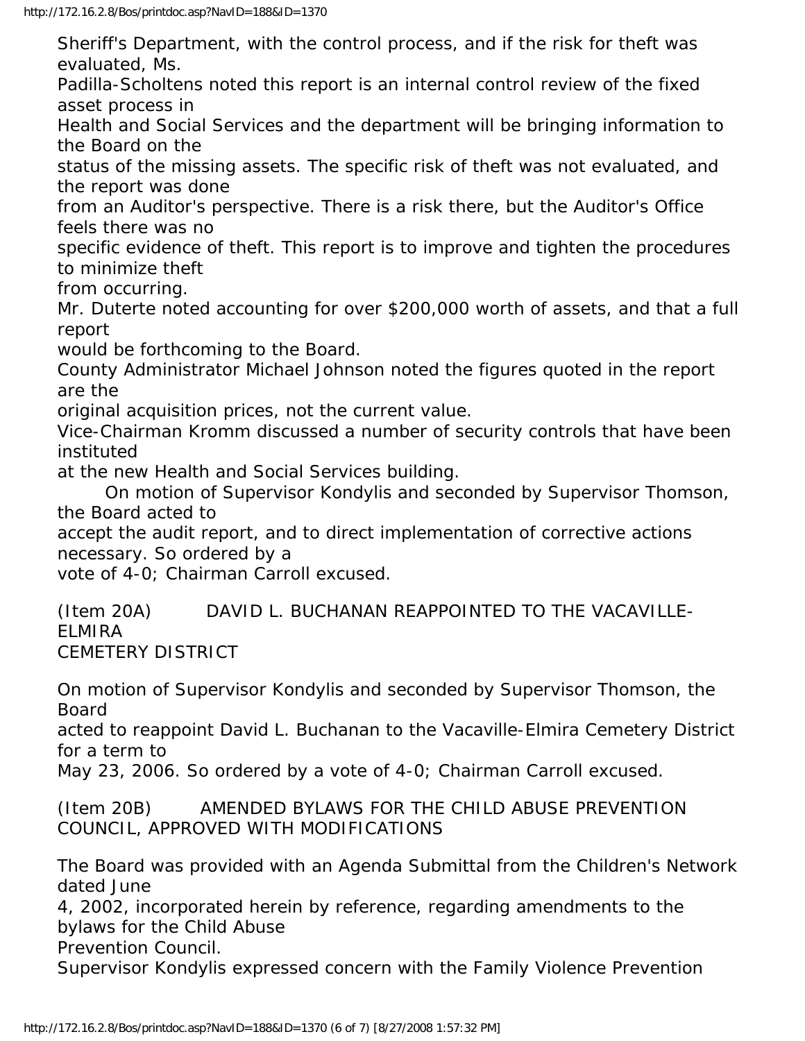Sheriff's Department, with the control process, and if the risk for theft was evaluated, Ms. Padilla-Scholtens noted this report is an internal control review of the fixed asset process in Health and Social Services and the department will be bringing information to the Board on the status of the missing assets. The specific risk of theft was not evaluated, and the report was done from an Auditor's perspective. There is a risk there, but the Auditor's Office feels there was no specific evidence of theft. This report is to improve and tighten the procedures to minimize theft from occurring.

Mr. Duterte noted accounting for over $200,000 worth of assets, and that a full report would be forthcoming to the Board.

County Administrator Michael Johnson noted the figures quoted in the report are the original acquisition prices, not the current value.

Vice-Chairman Kromm discussed a number of security controls that have been instituted at the new Health and Social Services building.

On motion of Supervisor Kondylis and seconded by Supervisor Thomson, the Board acted to accept the audit report, and to direct implementation of corrective actions necessary. So ordered by a vote of 4-0; Chairman Carroll excused.

(Item 20A) DAVID L. BUCHANAN REAPPOINTED TO THE VACAVILLE-ELMIRA CEMETERY DISTRICT

On motion of Supervisor Kondylis and seconded by Supervisor Thomson, the Board acted to reappoint David L. Buchanan to the Vacaville-Elmira Cemetery District for a term to May 23, 2006. So ordered by a vote of 4-0; Chairman Carroll excused.

(Item 20B) AMENDED BYLAWS FOR THE CHILD ABUSE PREVENTION COUNCIL, APPROVED WITH MODIFICATIONS

The Board was provided with an Agenda Submittal from the Children's Network dated June 4, 2002, incorporated herein by reference, regarding amendments to the bylaws for the Child Abuse Prevention Council.

Supervisor Kondylis expressed concern with the Family Violence Prevention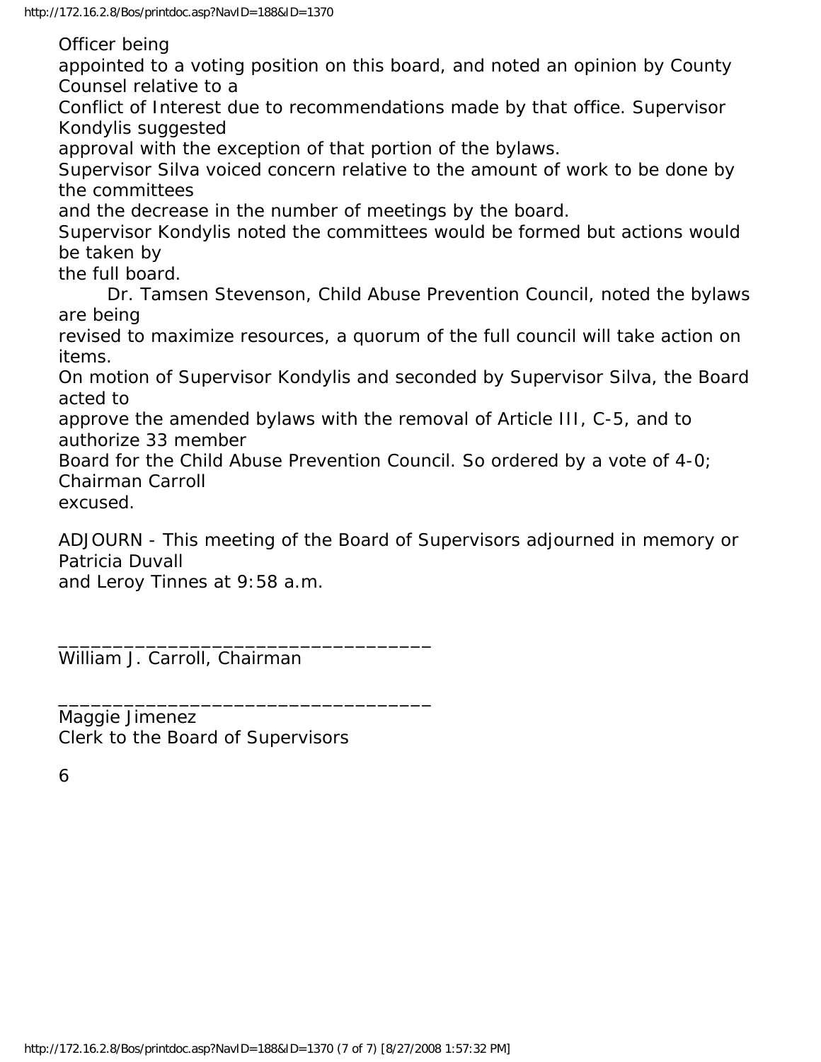Officer being appointed to a voting position on this board, and noted an opinion by County Counsel relative to a Conflict of Interest due to recommendations made by that office. Supervisor Kondylis suggested approval with the exception of that portion of the bylaws.

Supervisor Silva voiced concern relative to the amount of work to be done by the committees and the decrease in the number of meetings by the board.

Supervisor Kondylis noted the committees would be formed but actions would be taken by the full board.

Dr. Tamsen Stevenson, Child Abuse Prevention Council, noted the bylaws are being revised to maximize resources, a quorum of the full council will take action on items.

On motion of Supervisor Kondylis and seconded by Supervisor Silva, the Board acted to approve the amended bylaws with the removal of Article III, C-5, and to authorize 33 member Board for the Child Abuse Prevention Council. So ordered by a vote of 4-0; Chairman Carroll excused.

ADJOURN - This meeting of the Board of Supervisors adjourned in memory or Patricia Duvall and Leroy Tinnes at 9:58 a.m.

_________________________________
William J. Carroll, Chairman

_________________________________
Maggie Jimenez
Clerk to the Board of Supervisors